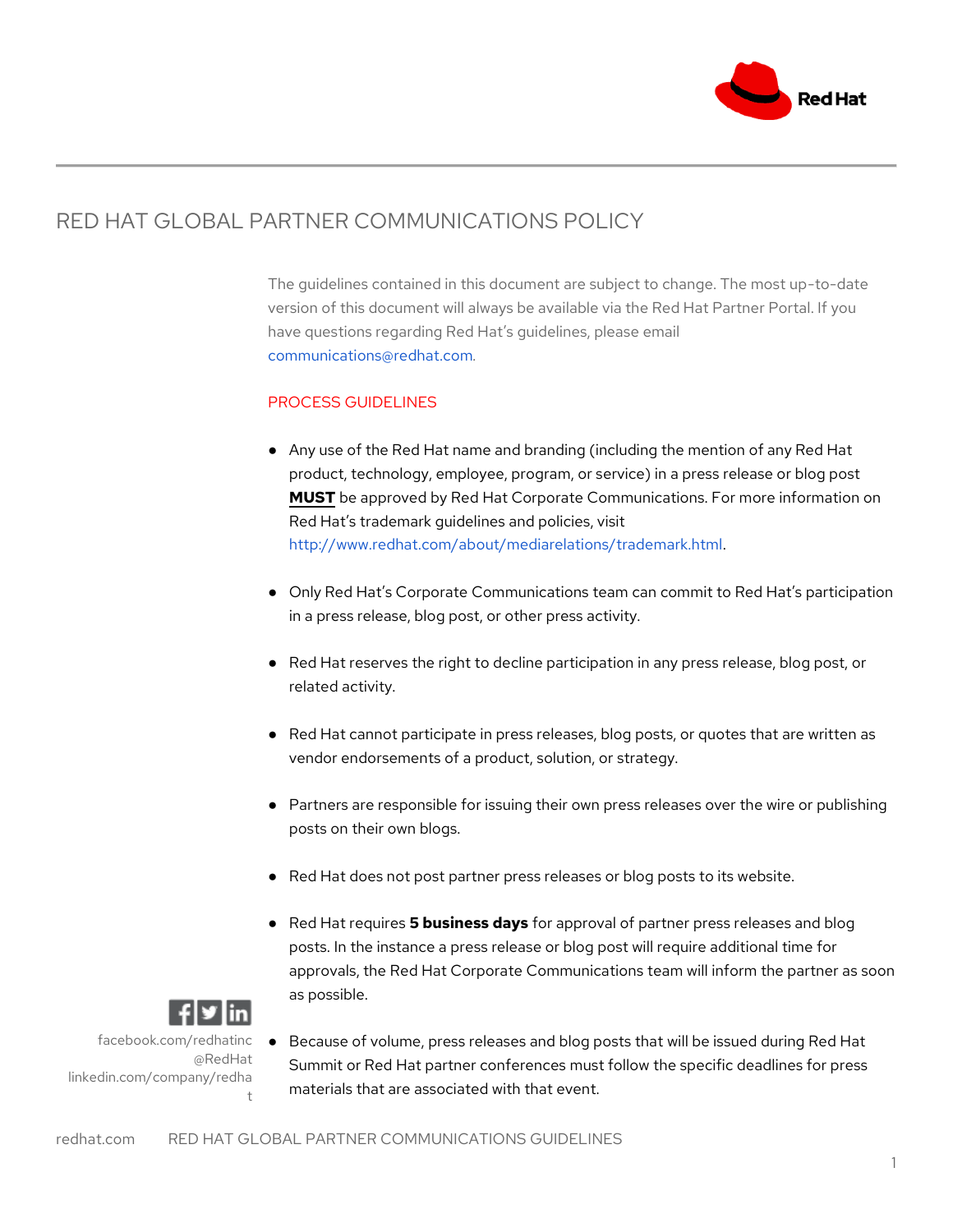# RED HAT GLOBAL PARTNER COMMUNICATIONS POLICY

The guidelines contained in this document are subject to change. The most up-to-date version of this document will always be available via the Red Hat Partner Portal. If you have questions regarding Red Hat's guidelines, please email communications@redhat.com.

## PROCESS GUIDELINES

- Any use of the Red Hat name and branding (including the mention of any Red Hat product, technology, employee, program, or service) in a press release or blog post **MUST** be approved by Red Hat Corporate Communications. For more information on Red Hat's trademark guidelines and policies, visit http://www.redhat.com/about/mediarelations/trademark.html.

- Only Red Hat's Corporate Communications team can commit to Red Hat's participation in a press release, blog post, or other press activity.

- Red Hat reserves the right to decline participation in any press release, blog post, or related activity.

- Red Hat cannot participate in press releases, blog posts, or quotes that are written as vendor endorsements of a product, solution, or strategy.

- Partners are responsible for issuing their own press releases over the wire or publishing posts on their own blogs.

- Red Hat does not post partner press releases or blog posts to its website.

- Red Hat requires **5 business days** for approval of partner press releases and blog posts. In the instance a press release or blog post will require additional time for approvals, the Red Hat Corporate Communications team will inform the partner as soon as possible.

- Because of volume, press releases and blog posts that will be issued during Red Hat Summit or Red Hat partner conferences must follow the specific deadlines for press materials that are associated with that event.

facebook.com/redhatinc
@RedHat
linkedin.com/company/redhat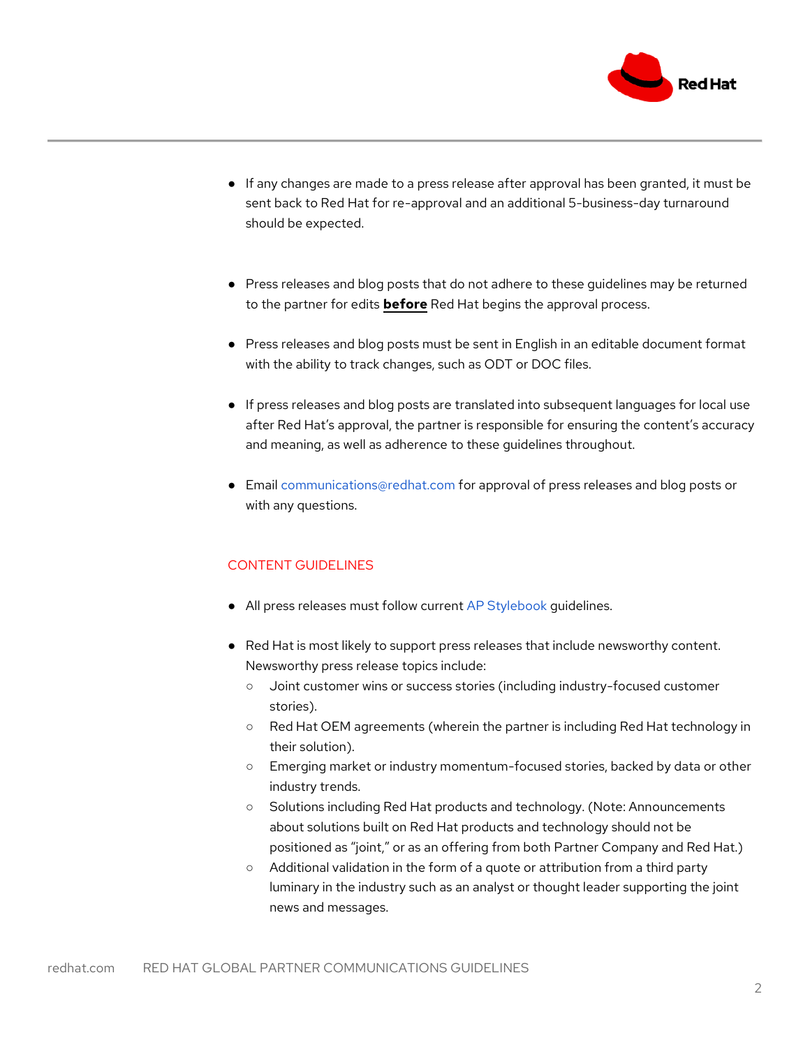- If any changes are made to a press release after approval has been granted, it must be sent back to Red Hat for re-approval and an additional 5-business-day turnaround should be expected.

- Press releases and blog posts that do not adhere to these guidelines may be returned to the partner for edits **before** Red Hat begins the approval process.

- Press releases and blog posts must be sent in English in an editable document format with the ability to track changes, such as ODT or DOC files.

- If press releases and blog posts are translated into subsequent languages for local use after Red Hat's approval, the partner is responsible for ensuring the content's accuracy and meaning, as well as adherence to these guidelines throughout.

- Email communications@redhat.com for approval of press releases and blog posts or with any questions.

## CONTENT GUIDELINES

- All press releases must follow current AP Stylebook guidelines.

- Red Hat is most likely to support press releases that include newsworthy content. Newsworthy press release topics include:
  - Joint customer wins or success stories (including industry-focused customer stories).
  - Red Hat OEM agreements (wherein the partner is including Red Hat technology in their solution).
  - Emerging market or industry momentum-focused stories, backed by data or other industry trends.
  - Solutions including Red Hat products and technology. (Note: Announcements about solutions built on Red Hat products and technology should not be positioned as "joint," or as an offering from both Partner Company and Red Hat.)
  - Additional validation in the form of a quote or attribution from a third party luminary in the industry such as an analyst or thought leader supporting the joint news and messages.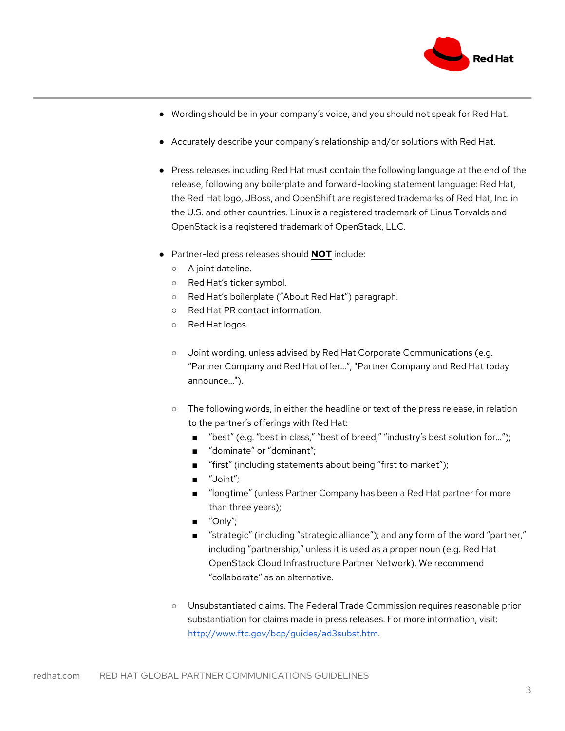- Wording should be in your company's voice, and you should not speak for Red Hat.
- Accurately describe your company's relationship and/or solutions with Red Hat.
- Press releases including Red Hat must contain the following language at the end of the release, following any boilerplate and forward-looking statement language: Red Hat, the Red Hat logo, JBoss, and OpenShift are registered trademarks of Red Hat, Inc. in the U.S. and other countries. Linux is a registered trademark of Linus Torvalds and OpenStack is a registered trademark of OpenStack, LLC.
- Partner-led press releases should **NOT** include:
  - A joint dateline.
  - Red Hat's ticker symbol.
  - Red Hat's boilerplate ("About Red Hat") paragraph.
  - Red Hat PR contact information.
  - Red Hat logos.
  - Joint wording, unless advised by Red Hat Corporate Communications (e.g. "Partner Company and Red Hat offer…", "Partner Company and Red Hat today announce…").
  - The following words, in either the headline or text of the press release, in relation to the partner's offerings with Red Hat:
    - "best" (e.g. "best in class," "best of breed," "industry's best solution for…");
    - "dominate" or "dominant";
    - "first" (including statements about being "first to market");
    - "Joint";
    - "longtime" (unless Partner Company has been a Red Hat partner for more than three years);
    - "Only";
    - "strategic" (including "strategic alliance"); and any form of the word "partner," including "partnership," unless it is used as a proper noun (e.g. Red Hat OpenStack Cloud Infrastructure Partner Network). We recommend "collaborate" as an alternative.
  - Unsubstantiated claims. The Federal Trade Commission requires reasonable prior substantiation for claims made in press releases. For more information, visit: http://www.ftc.gov/bcp/guides/ad3subst.htm.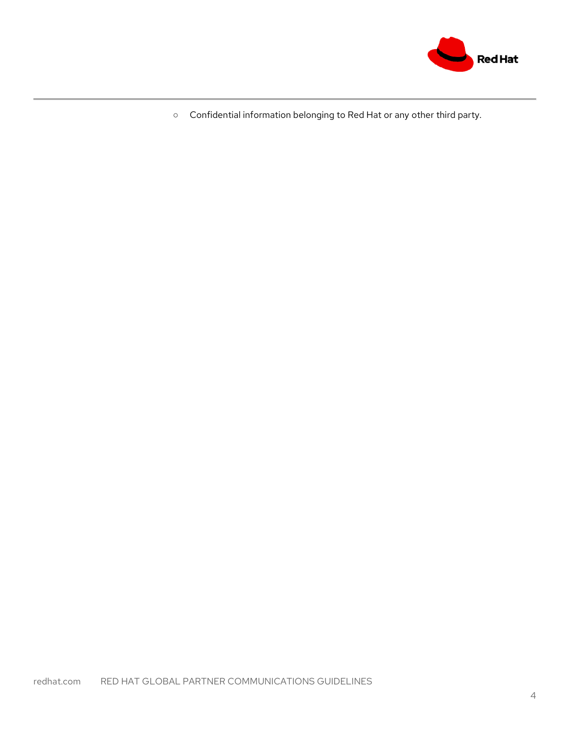- Confidential information belonging to Red Hat or any other third party.